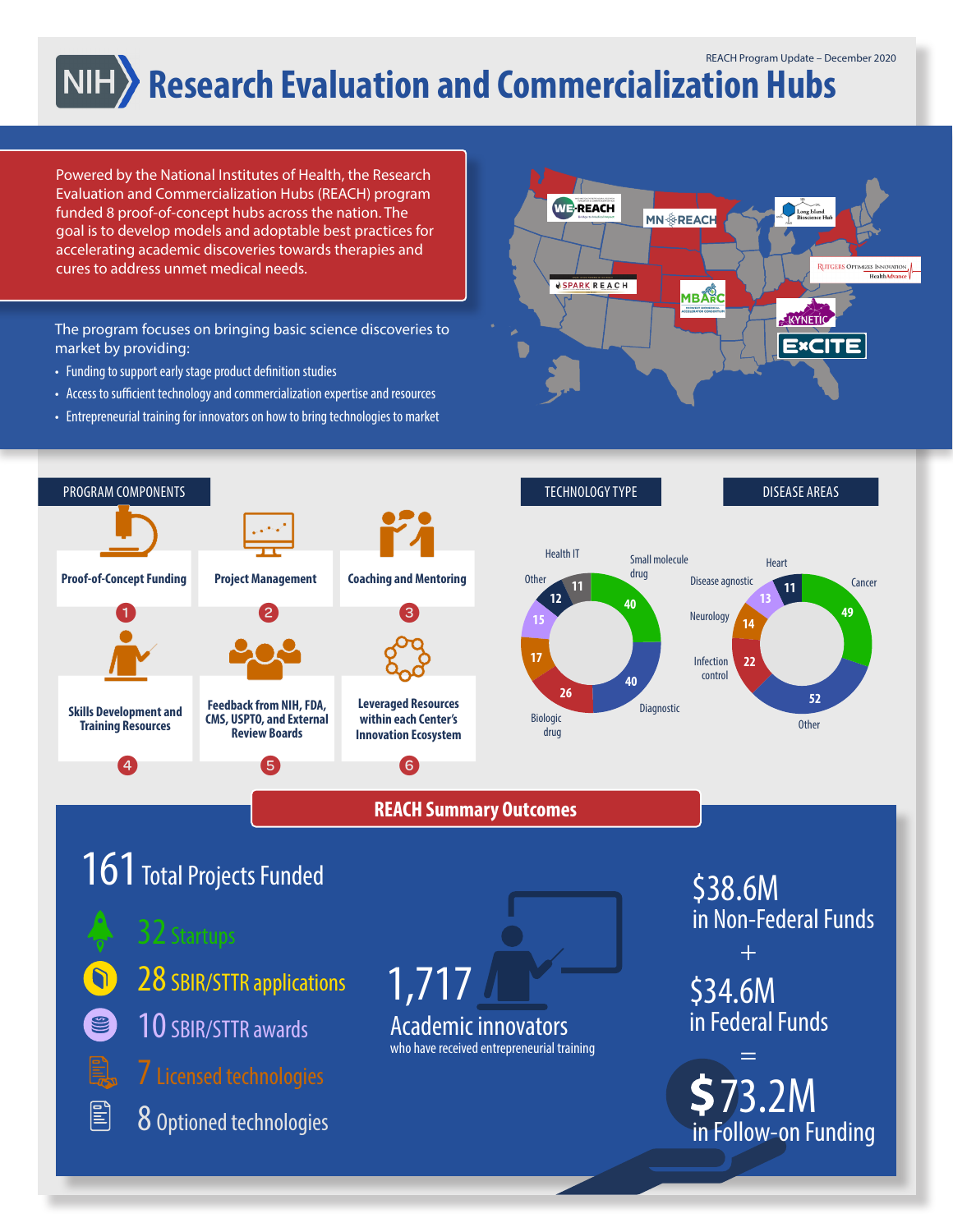REACH Program Update – December 2020

# NIH Research Evaluation and Commercialization Hubs

Powered by the National Institutes of Health, the Research Evaluation and Commercialization Hubs (REACH) program funded 8 proof-of-concept hubs across the nation. The goal is to develop models and adoptable best practices for accelerating academic discoveries towards therapies and cures to address unmet medical needs.

The program focuses on bringing basic science discoveries to market by providing:

- Funding to support early stage product definition studies
- Access to sufficient technology and commercialization expertise and resources
- Entrepreneurial training for innovators on how to bring technologies to market

WE-REACH · MN-REACH · Long Island Bioscience Hub · Rutgers Optimizes Innovation HealthAdvance · SPARK REACH · MBArC · KYNETIC · ExCITE

## PROGRAM COMPONENTS

1. Proof-of-Concept Funding
2. Project Management
3. Coaching and Mentoring
4. Skills Development and Training Resources
5. Feedback from NIH, FDA, CMS, USPTO, and External Review Boards
6. Leveraged Resources within each Center's Innovation Ecosystem

## TECHNOLOGY TYPE

| Technology Type | Count |
|---|---|
| Small molecule drug | 40 |
| Diagnostic | 40 |
| Biologic drug | 26 |
| Other | 17 |
| Health IT | 11 |
| (unlabeled) | 12 |
| (unlabeled) | 15 |

## DISEASE AREAS

| Disease Area | Count |
|---|---|
| Cancer | 49 |
| Other | 52 |
| Infection control | 22 |
| Neurology | 14 |
| Disease agnostic | 13 |
| Heart | 11 |

## REACH Summary Outcomes

**161** Total Projects Funded

- **32** Startups
- **28** SBIR/STTR applications
- **10** SBIR/STTR awards
- **7** Licensed technologies
- **8** Optioned technologies

**1,717** Academic innovators who have received entrepreneurial training

**$38.6M** in Non-Federal Funds
+
**$34.6M** in Federal Funds
=
**$73.2M** in Follow-on Funding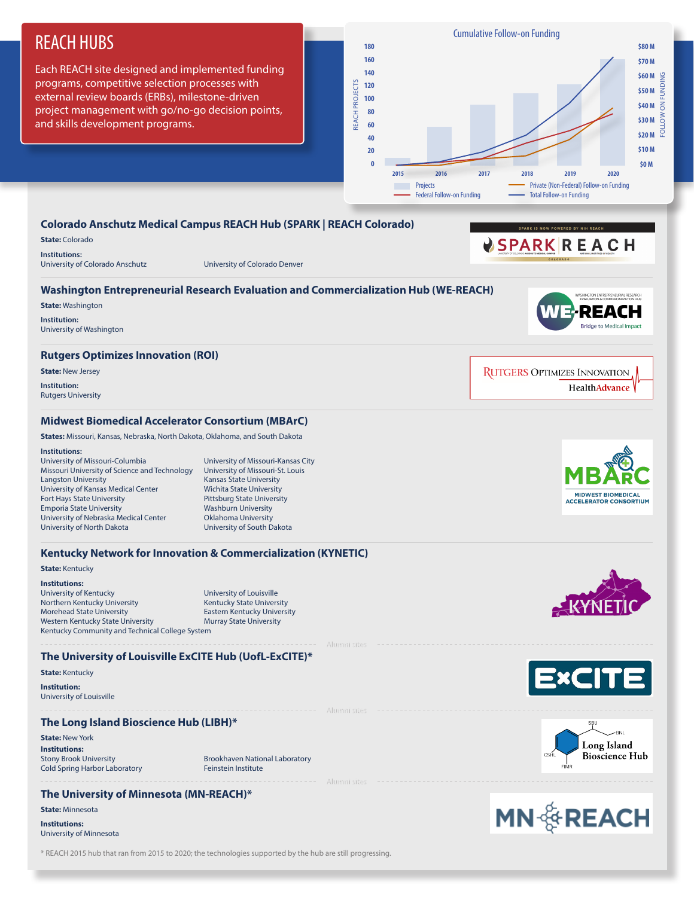## REACH HUBS

Each REACH site designed and implemented funding programs, competitive selection processes with external review boards (ERBs), milestone-driven project management with go/no-go decision points, and skills development programs.

Cumulative Follow-on Funding

REACH PROJECTS: 0, 20, 40, 60, 80, 100, 120, 140, 160, 180

FOLLOW ON FUNDING: $0 M, $10 M, $20 M, $30 M, $40 M, $50 M, $60 M, $70 M, $80 M

2015, 2016, 2017, 2018, 2019, 2020

Projects
Federal Follow-on Funding
Private (Non-Federal) Follow-on Funding
Total Follow-on Funding

### Colorado Anschutz Medical Campus REACH Hub (SPARK | REACH Colorado)

**State:** Colorado

**Institutions:**
University of Colorado Anschutz
University of Colorado Denver

### Washington Entrepreneurial Research Evaluation and Commercialization Hub (WE-REACH)

**State:** Washington

**Institution:**
University of Washington

### Rutgers Optimizes Innovation (ROI)

**State:** New Jersey

**Institution:**
Rutgers University

### Midwest Biomedical Accelerator Consortium (MBArC)

**States:** Missouri, Kansas, Nebraska, North Dakota, Oklahoma, and South Dakota

**Institutions:**
University of Missouri-Columbia
Missouri University of Science and Technology
Langston University
University of Kansas Medical Center
Fort Hays State University
Emporia State University
University of Nebraska Medical Center
University of North Dakota
University of Missouri-Kansas City
University of Missouri-St. Louis
Kansas State University
Wichita State University
Pittsburg State University
Washburn University
Oklahoma University
University of South Dakota

### Kentucky Network for Innovation & Commercialization (KYNETIC)

**State:** Kentucky

**Institutions:**
University of Kentucky
Northern Kentucky University
Morehead State University
Western Kentucky State University
Kentucky Community and Technical College System
University of Louisville
Kentucky State University
Eastern Kentucky University
Murray State University

Alumni sites

### The University of Louisville ExCITE Hub (UofL-ExCITE)*

**State:** Kentucky

**Institution:**
University of Louisville

Alumni sites

### The Long Island Bioscience Hub (LIBH)*

**State:** New York

**Institutions:**
Stony Brook University
Cold Spring Harbor Laboratory
Brookhaven National Laboratory
Feinstein Institute

Alumni sites

### The University of Minnesota (MN-REACH)*

**State:** Minnesota

**Institutions:**
University of Minnesota

\* REACH 2015 hub that ran from 2015 to 2020; the technologies supported by the hub are still progressing.